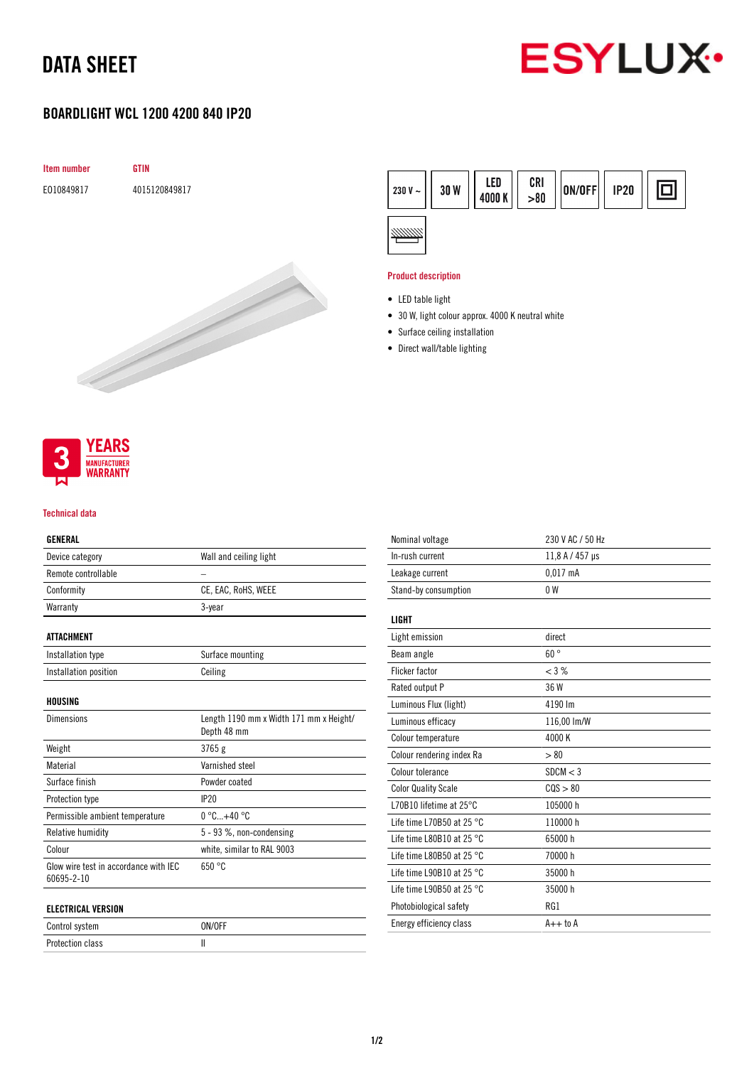# DATA SHEET

## BOARDLIGHT WCL 1200 4200 840 IP20

| Item number | GTIN |
|---|---|
| E010849817 | 4015120849817 |

230 V ~ | 30 W | LED 4000 K | CRI >80 | ON/OFF | IP20

### Product description

- LED table light
- 30 W, light colour approx. 4000 K neutral white
- Surface ceiling installation
- Direct wall/table lighting

3 YEARS MANUFACTURER WARRANTY

### Technical data

| GENERAL | |
|---|---|
| Device category | Wall and ceiling light |
| Remote controllable | – |
| Conformity | CE, EAC, RoHS, WEEE |
| Warranty | 3-year |

| ATTACHMENT | |
|---|---|
| Installation type | Surface mounting |
| Installation position | Ceiling |

| HOUSING | |
|---|---|
| Dimensions | Length 1190 mm x Width 171 mm x Height/ Depth 48 mm |
| Weight | 3765 g |
| Material | Varnished steel |
| Surface finish | Powder coated |
| Protection type | IP20 |
| Permissible ambient temperature | 0 °C...+40 °C |
| Relative humidity | 5 - 93 %, non-condensing |
| Colour | white, similar to RAL 9003 |
| Glow wire test in accordance with IEC 60695-2-10 | 650 °C |

| ELECTRICAL VERSION | |
|---|---|
| Control system | ON/OFF |
| Protection class | II |
| Nominal voltage | 230 V AC / 50 Hz |
| In-rush current | 11,8 A / 457 µs |
| Leakage current | 0,017 mA |
| Stand-by consumption | 0 W |

| LIGHT | |
|---|---|
| Light emission | direct |
| Beam angle | 60 ° |
| Flicker factor | < 3 % |
| Rated output P | 36 W |
| Luminous Flux (light) | 4190 lm |
| Luminous efficacy | 116,00 lm/W |
| Colour temperature | 4000 K |
| Colour rendering index Ra | > 80 |
| Colour tolerance | SDCM < 3 |
| Color Quality Scale | CQS > 80 |
| L70B10 lifetime at 25°C | 105000 h |
| Life time L70B50 at 25 °C | 110000 h |
| Life time L80B10 at 25 °C | 65000 h |
| Life time L80B50 at 25 °C | 70000 h |
| Life time L90B10 at 25 °C | 35000 h |
| Life time L90B50 at 25 °C | 35000 h |
| Photobiological safety | RG1 |
| Energy efficiency class | A++ to A |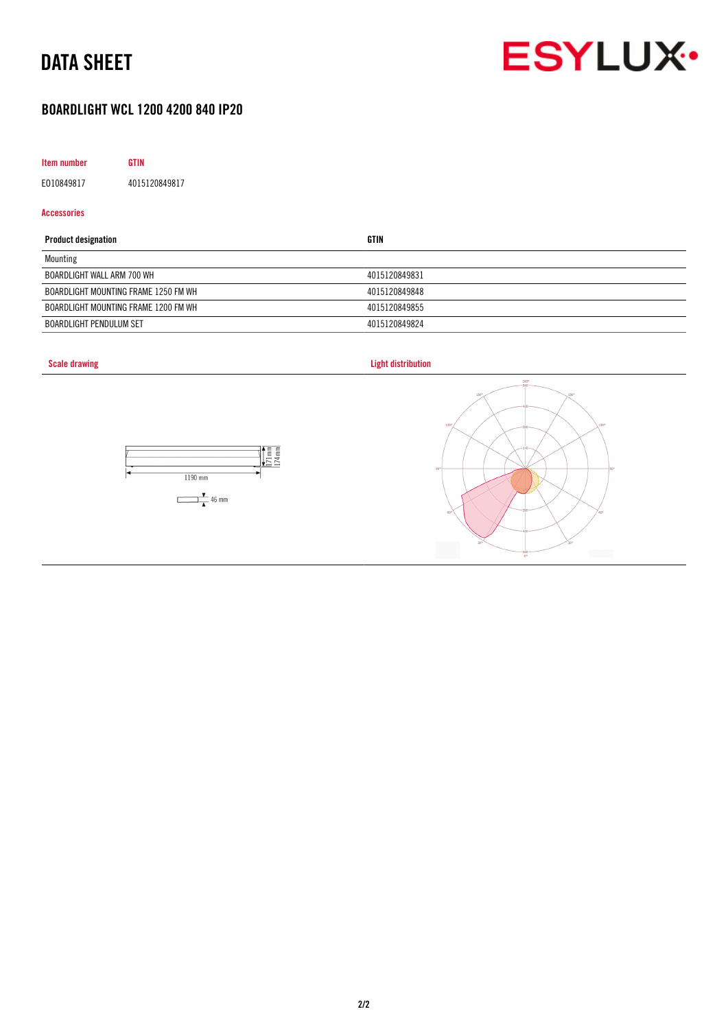# DATA SHEET

ESYLUX

## BOARDLIGHT WCL 1200 4200 840 IP20

| Item number | GTIN |
|---|---|
| EO10849817 | 4015120849817 |

### Accessories

| Product designation | GTIN |
|---|---|
| Mounting | |
| BOARDLIGHT WALL ARM 700 WH | 4015120849831 |
| BOARDLIGHT MOUNTING FRAME 1250 FM WH | 4015120849848 |
| BOARDLIGHT MOUNTING FRAME 1200 FM WH | 4015120849855 |
| BOARDLIGHT PENDULUM SET | 4015120849824 |

### Scale drawing

1190 mm

171 mm

174 mm

46 mm

### Light distribution